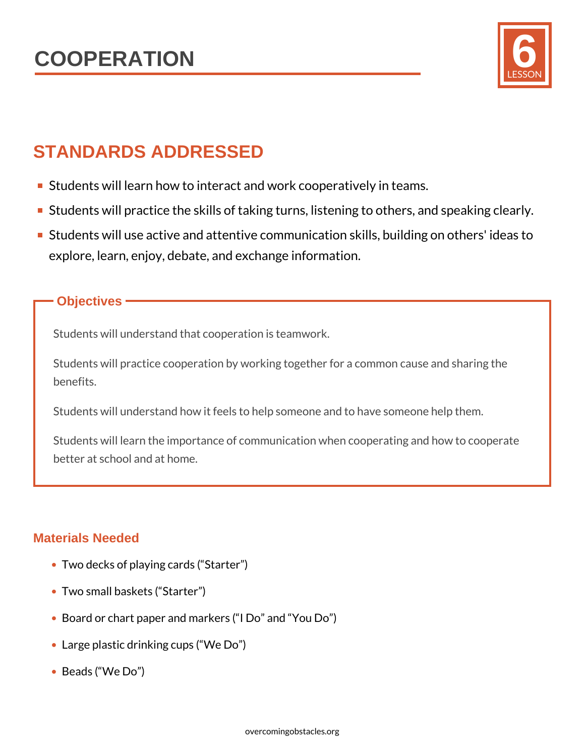# COOPERATION

**6**
LESSON

## STANDARDS ADDRESSED

- Students will learn how to interact and work cooperatively in teams.
- Students will practice the skills of taking turns, listening to others, and speaking clearly.
- Students will use active and attentive communication skills, building on others' ideas to explore, learn, enjoy, debate, and exchange information.

### Objectives

Students will understand that cooperation is teamwork.

Students will practice cooperation by working together for a common cause and sharing the benefits.

Students will understand how it feels to help someone and to have someone help them.

Students will learn the importance of communication when cooperating and how to cooperate better at school and at home.

### Materials Needed

- Two decks of playing cards ("Starter")
- Two small baskets ("Starter")
- Board or chart paper and markers ("I Do" and "You Do")
- Large plastic drinking cups ("We Do")
- Beads ("We Do")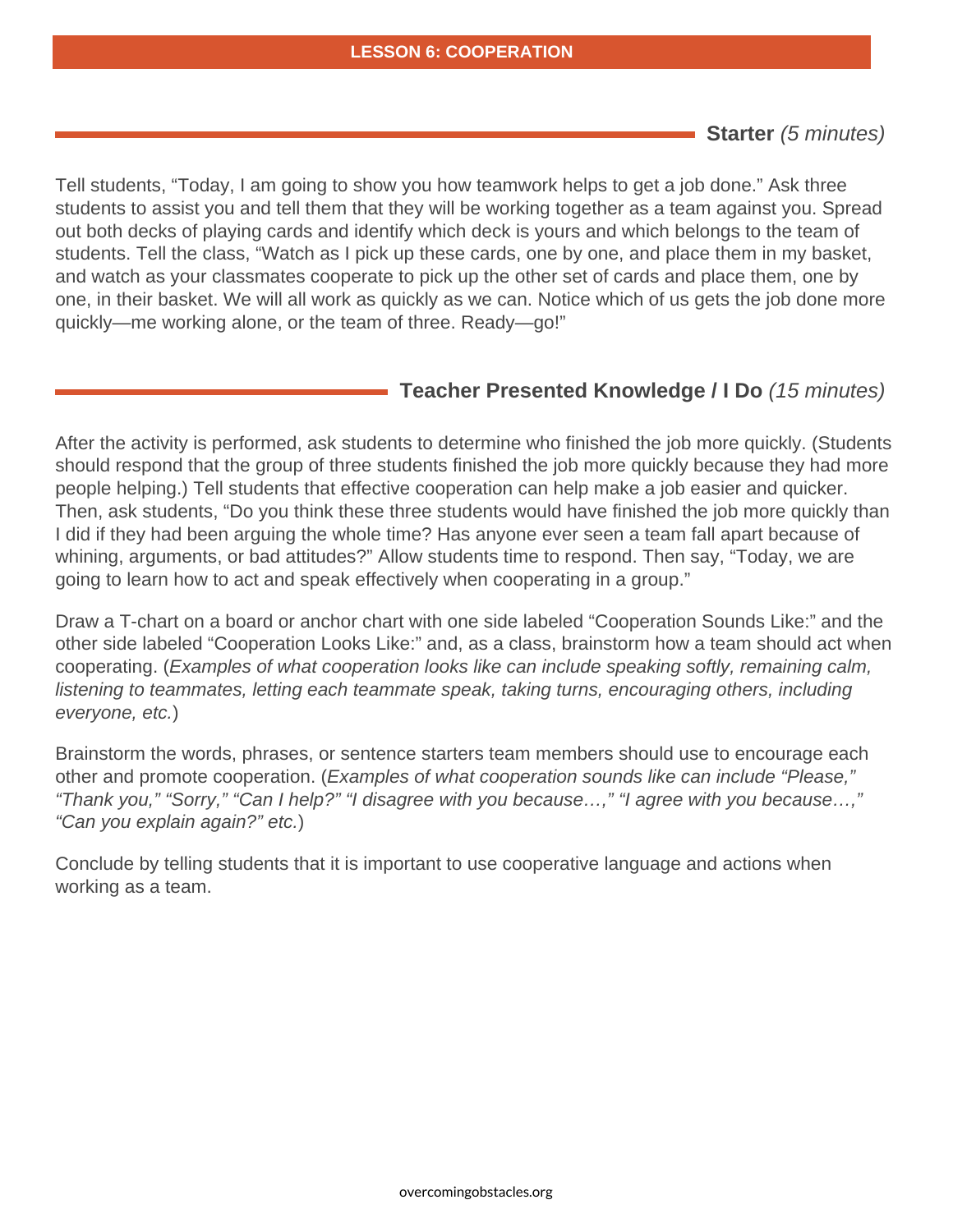# LESSON 6: COOPERATION

## **Starter** *(5 minutes)*

Tell students, "Today, I am going to show you how teamwork helps to get a job done." Ask three students to assist you and tell them that they will be working together as a team against you. Spread out both decks of playing cards and identify which deck is yours and which belongs to the team of students. Tell the class, "Watch as I pick up these cards, one by one, and place them in my basket, and watch as your classmates cooperate to pick up the other set of cards and place them, one by one, in their basket. We will all work as quickly as we can. Notice which of us gets the job done more quickly—me working alone, or the team of three. Ready—go!"

## **Teacher Presented Knowledge / I Do** *(15 minutes)*

After the activity is performed, ask students to determine who finished the job more quickly. (Students should respond that the group of three students finished the job more quickly because they had more people helping.) Tell students that effective cooperation can help make a job easier and quicker. Then, ask students, "Do you think these three students would have finished the job more quickly than I did if they had been arguing the whole time? Has anyone ever seen a team fall apart because of whining, arguments, or bad attitudes?" Allow students time to respond. Then say, "Today, we are going to learn how to act and speak effectively when cooperating in a group."

Draw a T-chart on a board or anchor chart with one side labeled "Cooperation Sounds Like:" and the other side labeled "Cooperation Looks Like:" and, as a class, brainstorm how a team should act when cooperating. (*Examples of what cooperation looks like can include speaking softly, remaining calm, listening to teammates, letting each teammate speak, taking turns, encouraging others, including everyone, etc.*)

Brainstorm the words, phrases, or sentence starters team members should use to encourage each other and promote cooperation. (*Examples of what cooperation sounds like can include "Please," "Thank you," "Sorry," "Can I help?" "I disagree with you because…," "I agree with you because…," "Can you explain again?" etc.*)

Conclude by telling students that it is important to use cooperative language and actions when working as a team.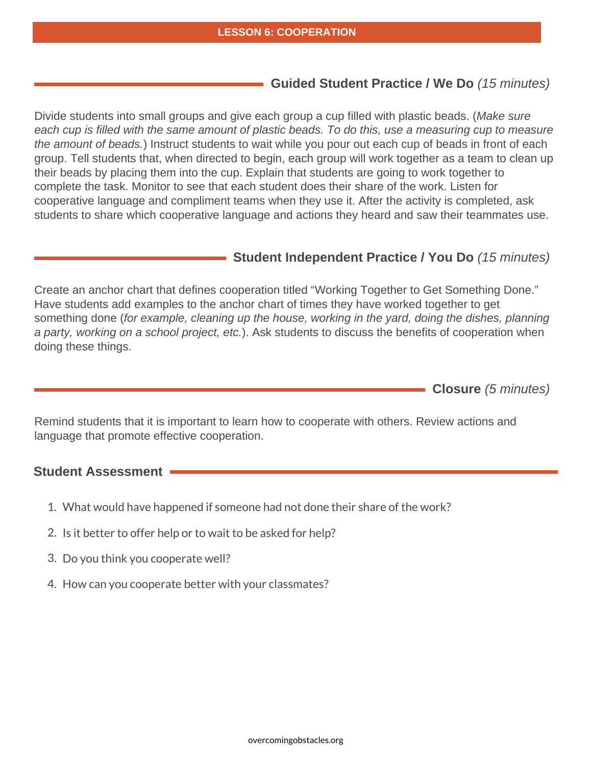## Guided Student Practice / We Do *(15 minutes)*

Divide students into small groups and give each group a cup filled with plastic beads. (*Make sure each cup is filled with the same amount of plastic beads. To do this, use a measuring cup to measure the amount of beads.*) Instruct students to wait while you pour out each cup of beads in front of each group. Tell students that, when directed to begin, each group will work together as a team to clean up their beads by placing them into the cup. Explain that students are going to work together to complete the task. Monitor to see that each student does their share of the work. Listen for cooperative language and compliment teams when they use it. After the activity is completed, ask students to share which cooperative language and actions they heard and saw their teammates use.

## Student Independent Practice / You Do *(15 minutes)*

Create an anchor chart that defines cooperation titled "Working Together to Get Something Done." Have students add examples to the anchor chart of times they have worked together to get something done (*for example, cleaning up the house, working in the yard, doing the dishes, planning a party, working on a school project, etc.*). Ask students to discuss the benefits of cooperation when doing these things.

## Closure *(5 minutes)*

Remind students that it is important to learn how to cooperate with others. Review actions and language that promote effective cooperation.

## Student Assessment

1. What would have happened if someone had not done their share of the work?
2. Is it better to offer help or to wait to be asked for help?
3. Do you think you cooperate well?
4. How can you cooperate better with your classmates?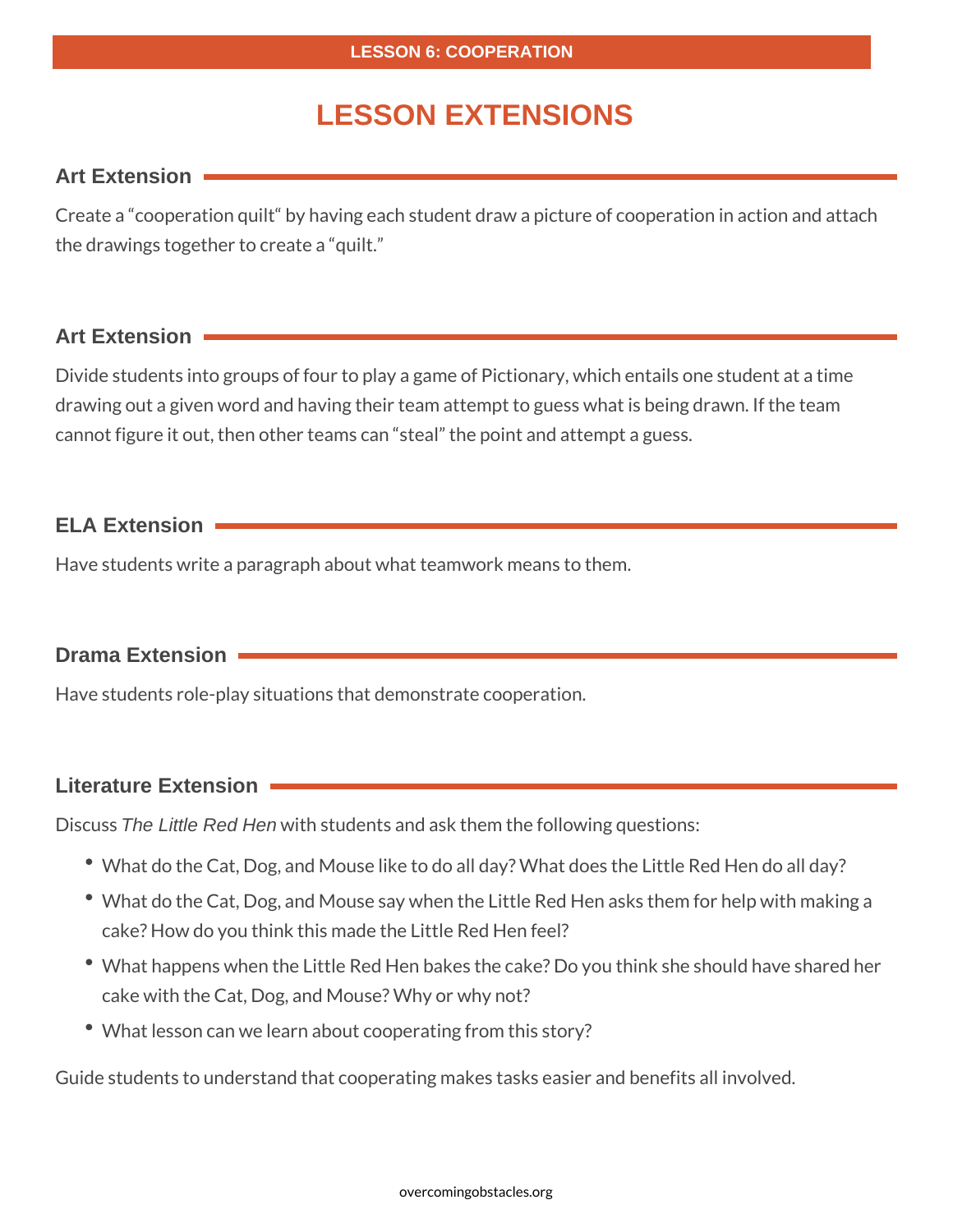LESSON 6: COOPERATION

# LESSON EXTENSIONS

## Art Extension

Create a "cooperation quilt" by having each student draw a picture of cooperation in action and attach the drawings together to create a "quilt."

## Art Extension

Divide students into groups of four to play a game of Pictionary, which entails one student at a time drawing out a given word and having their team attempt to guess what is being drawn. If the team cannot figure it out, then other teams can "steal" the point and attempt a guess.

## ELA Extension

Have students write a paragraph about what teamwork means to them.

## Drama Extension

Have students role-play situations that demonstrate cooperation.

## Literature Extension

Discuss *The Little Red Hen* with students and ask them the following questions:

- What do the Cat, Dog, and Mouse like to do all day? What does the Little Red Hen do all day?
- What do the Cat, Dog, and Mouse say when the Little Red Hen asks them for help with making a cake? How do you think this made the Little Red Hen feel?
- What happens when the Little Red Hen bakes the cake? Do you think she should have shared her cake with the Cat, Dog, and Mouse? Why or why not?
- What lesson can we learn about cooperating from this story?

Guide students to understand that cooperating makes tasks easier and benefits all involved.